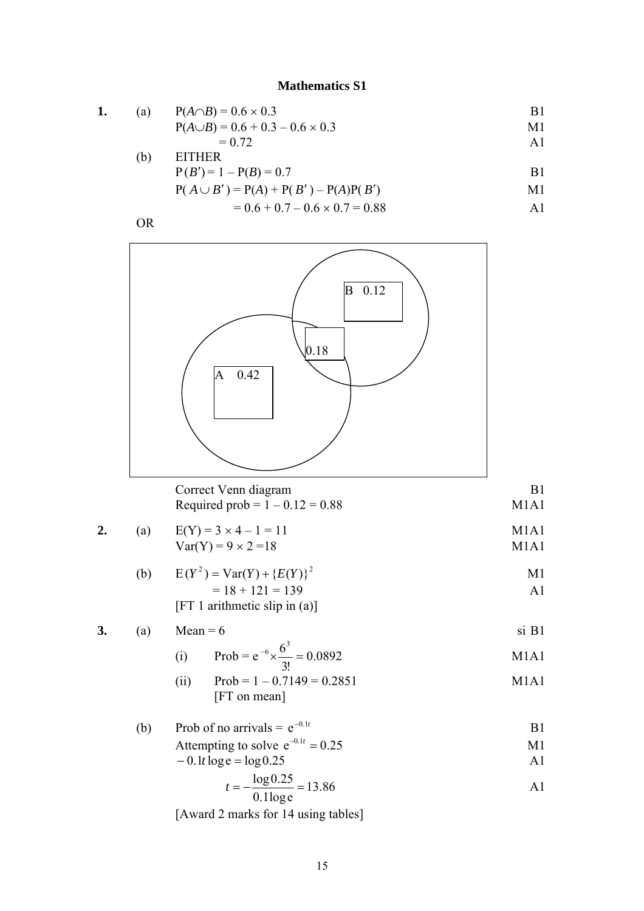## Mathematics S1

**1.** (a) $P(A \cap B) = 0.6 \times 0.3$ B1

$P(A \cup B) = 0.6 + 0.3 - 0.6 \times 0.3$ M1

$= 0.72$ A1

(b) EITHER

$P(B') = 1 - P(B) = 0.7$ B1

$P(A \cup B') = P(A) + P(B') - P(A)P(B')$ M1

$= 0.6 + 0.7 - 0.6 \times 0.7 = 0.88$ A1

OR

A 0.42 | 0.18 | B 0.12

Correct Venn diagram B1

Required prob $= 1 - 0.12 = 0.88$ M1A1

**2.** (a) $E(Y) = 3 \times 4 - 1 = 11$ M1A1

$\text{Var}(Y) = 9 \times 2 = 18$ M1A1

(b) $E(Y^2) = \text{Var}(Y) + \{E(Y)\}^2$ M1

$= 18 + 121 = 139$ A1

[FT 1 arithmetic slip in (a)]

**3.** (a) Mean = 6 si B1

(i) Prob $= e^{-6} \times \dfrac{6^3}{3!} = 0.0892$ M1A1

(ii) Prob $= 1 - 0.7149 = 0.2851$ M1A1

[FT on mean]

(b) Prob of no arrivals $= e^{-0.1t}$ B1

Attempting to solve $e^{-0.1t} = 0.25$ M1

$-0.1t \log e = \log 0.25$ A1

$$t = -\frac{\log 0.25}{0.1 \log e} = 13.86$$ A1

[Award 2 marks for 14 using tables]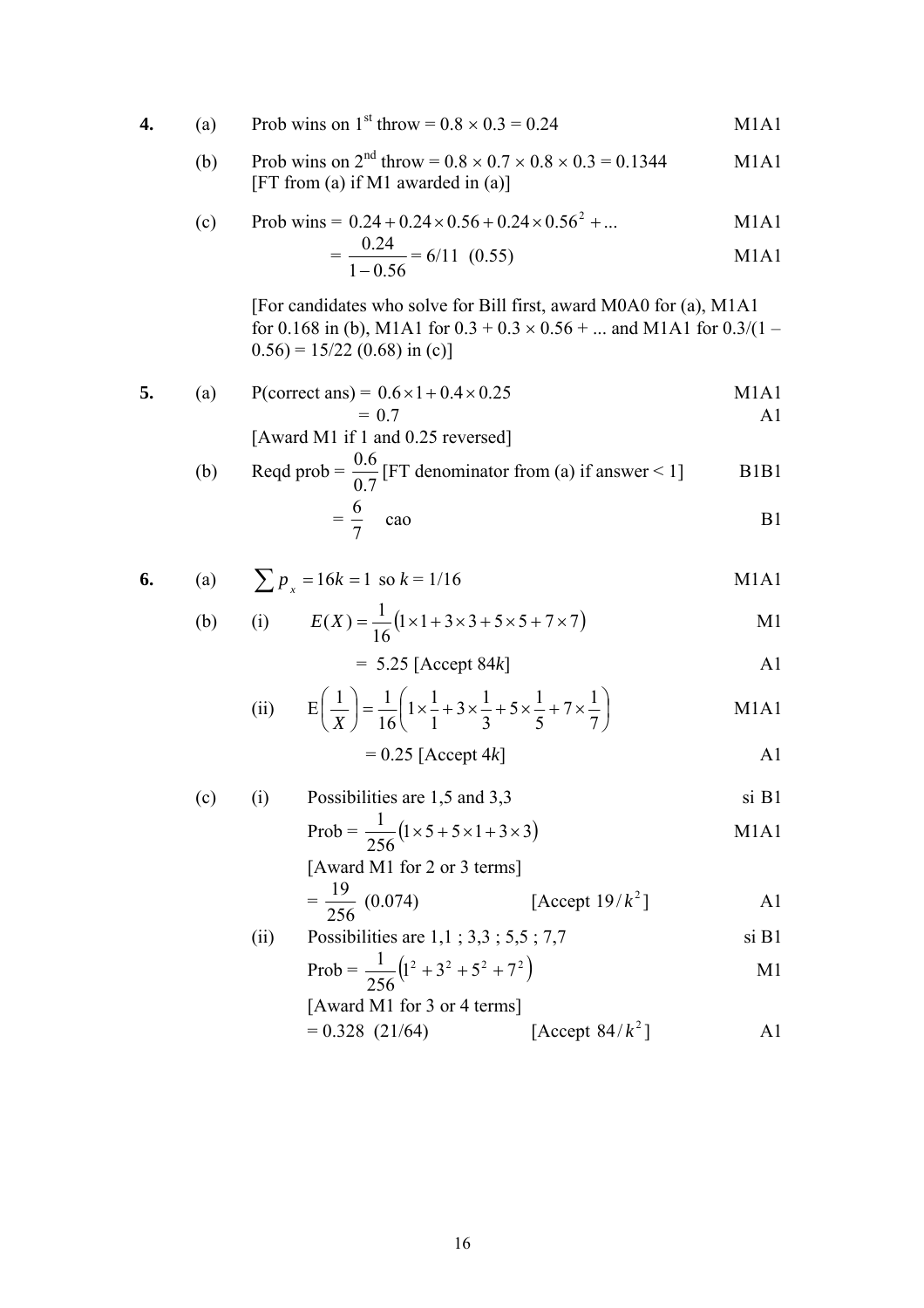**4.** (a) Prob wins on 1st throw = $0.8 \times 0.3 = 0.24$ M1A1

(b) Prob wins on 2nd throw = $0.8 \times 0.7 \times 0.8 \times 0.3 = 0.1344$ M1A1
[FT from (a) if M1 awarded in (a)]

(c) Prob wins = $0.24 + 0.24 \times 0.56 + 0.24 \times 0.56^2 + ...$ M1A1

$$= \frac{0.24}{1-0.56} = 6/11 \ (0.55)$$ M1A1

[For candidates who solve for Bill first, award M0A0 for (a), M1A1 for 0.168 in (b), M1A1 for $0.3 + 0.3 \times 0.56 + ...$ and M1A1 for $0.3/(1 - 0.56) = 15/22$ (0.68) in (c)]

**5.** (a) P(correct ans) = $0.6 \times 1 + 0.4 \times 0.25$ M1A1

$= 0.7$ A1

[Award M1 if 1 and 0.25 reversed]

(b) Reqd prob = $\frac{0.6}{0.7}$ [FT denominator from (a) if answer < 1] B1B1

$= \frac{6}{7}$ cao B1

**6.** (a) $\sum p_x = 16k = 1$ so $k = 1/16$ M1A1

(b) (i) $E(X) = \frac{1}{16}(1 \times 1 + 3 \times 3 + 5 \times 5 + 7 \times 7)$ M1

$= 5.25$ [Accept $84k$] A1

(ii) $E\left(\frac{1}{X}\right) = \frac{1}{16}\left(1 \times \frac{1}{1} + 3 \times \frac{1}{3} + 5 \times \frac{1}{5} + 7 \times \frac{1}{7}\right)$ M1A1

$= 0.25$ [Accept $4k$] A1

(c) (i) Possibilities are 1,5 and 3,3 si B1

Prob = $\frac{1}{256}(1 \times 5 + 5 \times 1 + 3 \times 3)$ M1A1

[Award M1 for 2 or 3 terms]

$= \frac{19}{256}$ (0.074) [Accept $19/k^2$] A1

(ii) Possibilities are 1,1 ; 3,3 ; 5,5 ; 7,7 si B1

Prob = $\frac{1}{256}(1^2 + 3^2 + 5^2 + 7^2)$ M1

[Award M1 for 3 or 4 terms]

$= 0.328$ (21/64) [Accept $84/k^2$] A1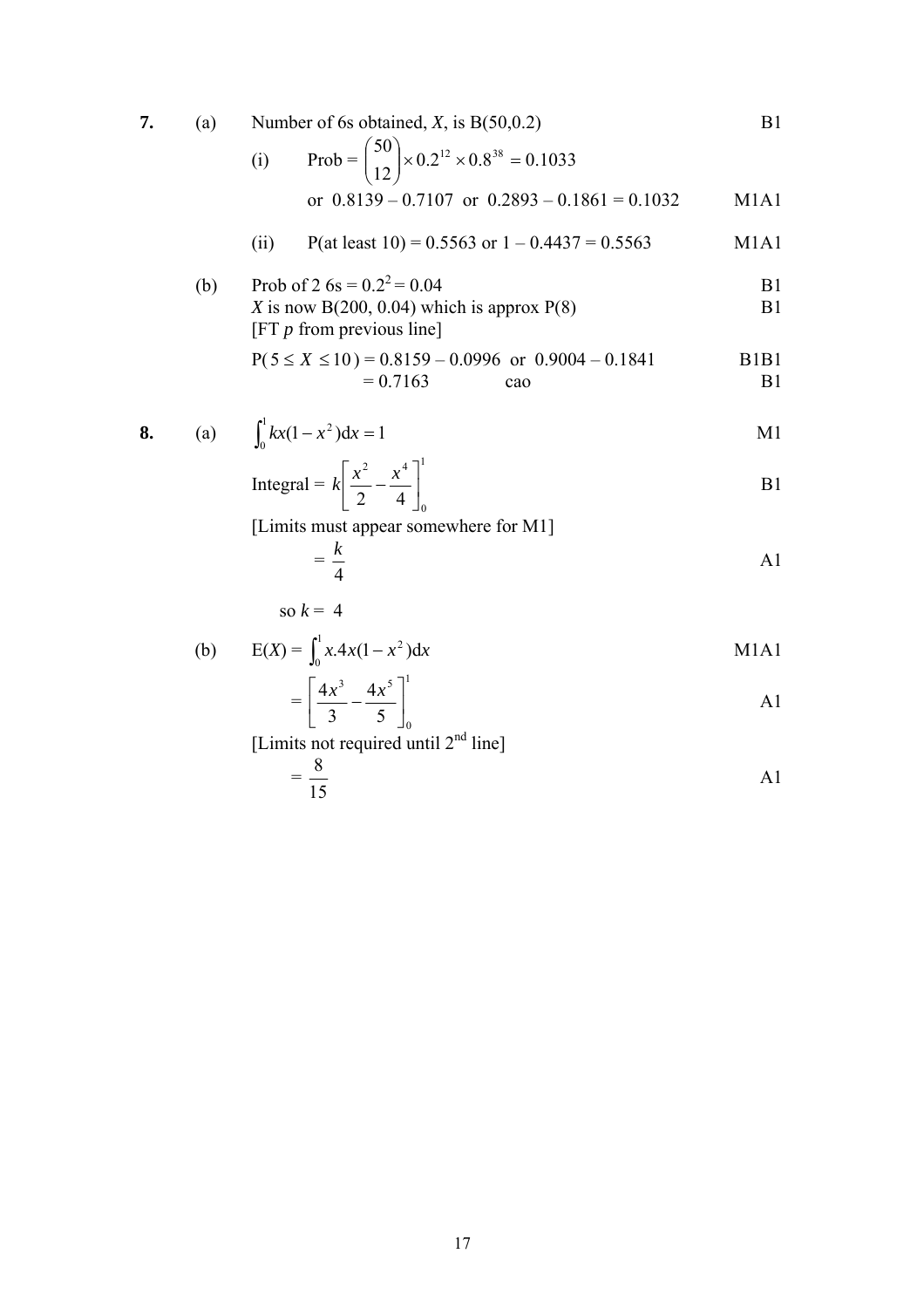**7.** (a) Number of 6s obtained, $X$, is B(50,0.2) B1

(i) Prob = $\binom{50}{12} \times 0.2^{12} \times 0.8^{38} = 0.1033$

or $0.8139 - 0.7107$ or $0.2893 - 0.1861 = 0.1032$ M1A1

(ii) P(at least 10) = 0.5563 or 1 – 0.4437 = 0.5563 M1A1

(b) Prob of 2 6s = $0.2^2 = 0.04$ B1

$X$ is now B(200, 0.04) which is approx P(8) B1

[FT $p$ from previous line]

$P(5 \le X \le 10) = 0.8159 - 0.0996$ or $0.9004 - 0.1841$ B1B1

$= 0.7163$ cao B1

**8.** (a) $\int_0^1 kx(1 - x^2)\mathrm{d}x = 1$ M1

Integral = $k\left[\frac{x^2}{2} - \frac{x^4}{4}\right]_0^1$ B1

[Limits must appear somewhere for M1]

$= \frac{k}{4}$ A1

so $k = 4$

(b) E($X$) = $\int_0^1 x.4x(1 - x^2)\mathrm{d}x$ M1A1

$= \left[\frac{4x^3}{3} - \frac{4x^5}{5}\right]_0^1$ A1

[Limits not required until 2nd line]

$= \frac{8}{15}$ A1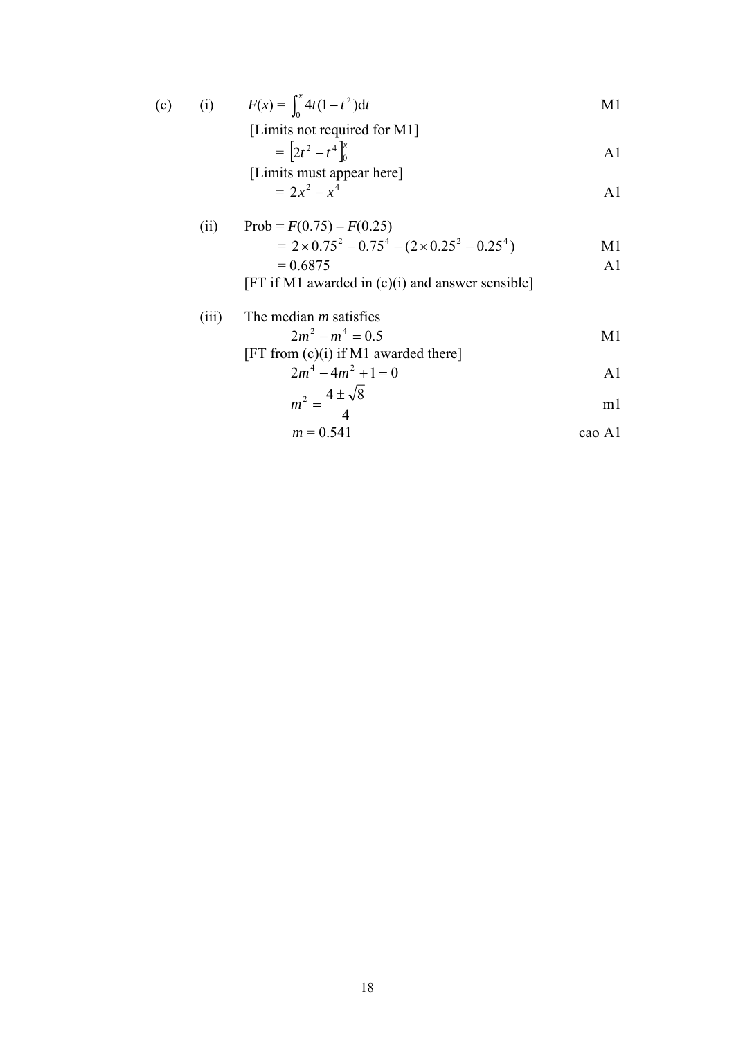(c) (i) $F(x) = \int_0^x 4t(1-t^2)\mathrm{d}t$ M1

[Limits not required for M1]

$= \left[2t^2 - t^4\right]_0^x$ A1

[Limits must appear here]

$= 2x^2 - x^4$ A1

(ii) Prob = $F(0.75) - F(0.25)$

$= 2 \times 0.75^2 - 0.75^4 - (2 \times 0.25^2 - 0.25^4)$ M1

$= 0.6875$ A1

[FT if M1 awarded in (c)(i) and answer sensible]

(iii) The median $m$ satisfies

$2m^2 - m^4 = 0.5$ M1

[FT from (c)(i) if M1 awarded there]

$2m^4 - 4m^2 + 1 = 0$ A1

$m^2 = \dfrac{4 \pm \sqrt{8}}{4}$ m1

$m = 0.541$ cao A1